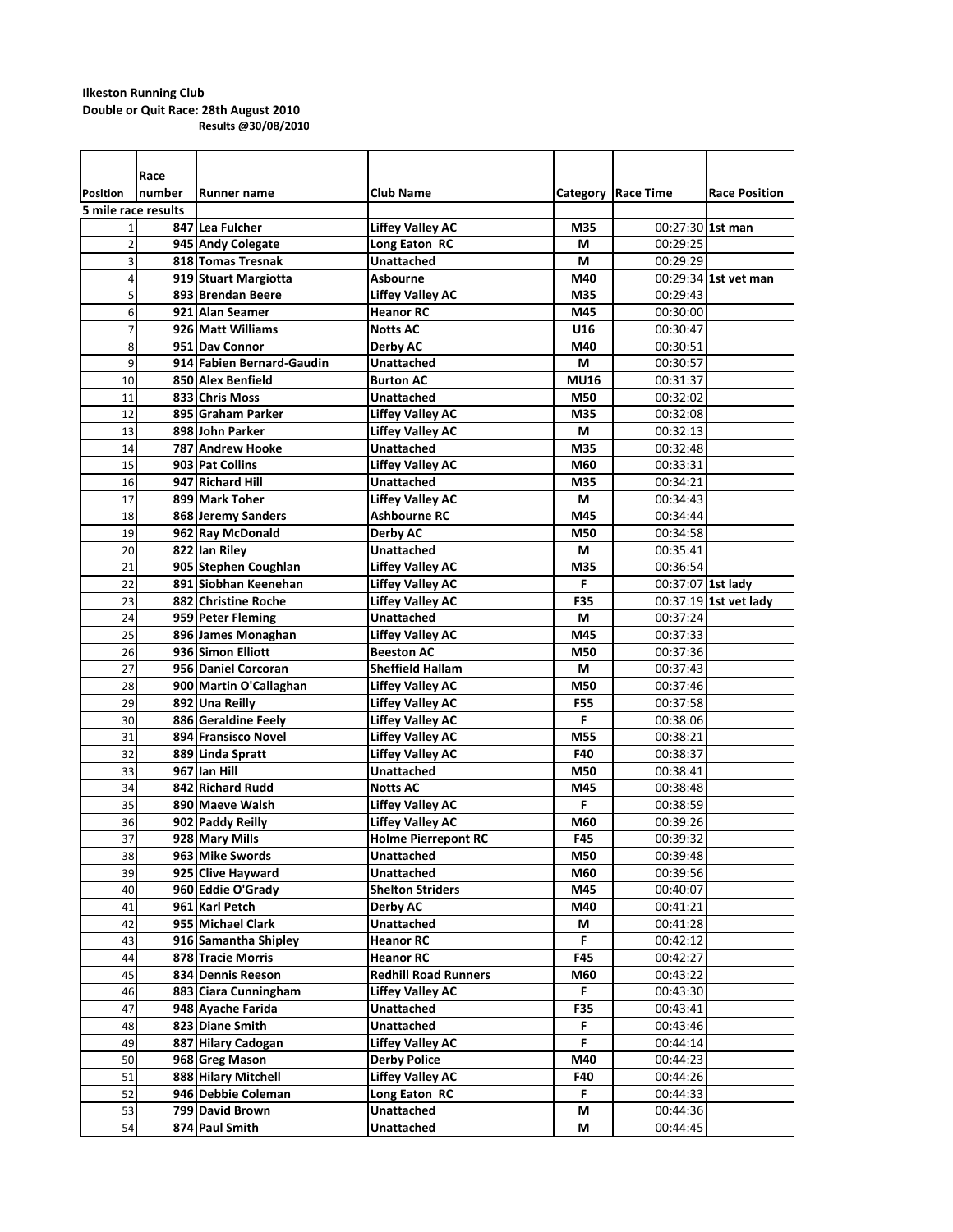**Ilkeston Running Club**
**Double or Quit Race: 28th August 2010**
**Results @30/08/2010**

| Position | Race number | Runner name | | Club Name | Category | Race Time | Race Position |
|---|---|---|---|---|---|---|---|
| **5 mile race results** | | | | | | | |
| 1 | 847 | Lea Fulcher | | Liffey Valley AC | M35 | 00:27:30 | 1st man |
| 2 | 945 | Andy Colegate | | Long Eaton RC | M | 00:29:25 | |
| 3 | 818 | Tomas Tresnak | | Unattached | M | 00:29:29 | |
| 4 | 919 | Stuart Margiotta | | Asbourne | M40 | 00:29:34 | 1st vet man |
| 5 | 893 | Brendan Beere | | Liffey Valley AC | M35 | 00:29:43 | |
| 6 | 921 | Alan Seamer | | Heanor RC | M45 | 00:30:00 | |
| 7 | 926 | Matt Williams | | Notts AC | U16 | 00:30:47 | |
| 8 | 951 | Dav Connor | | Derby AC | M40 | 00:30:51 | |
| 9 | 914 | Fabien Bernard-Gaudin | | Unattached | M | 00:30:57 | |
| 10 | 850 | Alex Benfield | | Burton AC | MU16 | 00:31:37 | |
| 11 | 833 | Chris Moss | | Unattached | M50 | 00:32:02 | |
| 12 | 895 | Graham Parker | | Liffey Valley AC | M35 | 00:32:08 | |
| 13 | 898 | John Parker | | Liffey Valley AC | M | 00:32:13 | |
| 14 | 787 | Andrew Hooke | | Unattached | M35 | 00:32:48 | |
| 15 | 903 | Pat Collins | | Liffey Valley AC | M60 | 00:33:31 | |
| 16 | 947 | Richard Hill | | Unattached | M35 | 00:34:21 | |
| 17 | 899 | Mark Toher | | Liffey Valley AC | M | 00:34:43 | |
| 18 | 868 | Jeremy Sanders | | Ashbourne RC | M45 | 00:34:44 | |
| 19 | 962 | Ray McDonald | | Derby AC | M50 | 00:34:58 | |
| 20 | 822 | Ian Riley | | Unattached | M | 00:35:41 | |
| 21 | 905 | Stephen Coughlan | | Liffey Valley AC | M35 | 00:36:54 | |
| 22 | 891 | Siobhan Keenehan | | Liffey Valley AC | F | 00:37:07 | 1st lady |
| 23 | 882 | Christine Roche | | Liffey Valley AC | F35 | 00:37:19 | 1st vet lady |
| 24 | 959 | Peter Fleming | | Unattached | M | 00:37:24 | |
| 25 | 896 | James Monaghan | | Liffey Valley AC | M45 | 00:37:33 | |
| 26 | 936 | Simon Elliott | | Beeston AC | M50 | 00:37:36 | |
| 27 | 956 | Daniel Corcoran | | Sheffield Hallam | M | 00:37:43 | |
| 28 | 900 | Martin O'Callaghan | | Liffey Valley AC | M50 | 00:37:46 | |
| 29 | 892 | Una Reilly | | Liffey Valley AC | F55 | 00:37:58 | |
| 30 | 886 | Geraldine Feely | | Liffey Valley AC | F | 00:38:06 | |
| 31 | 894 | Fransisco Novel | | Liffey Valley AC | M55 | 00:38:21 | |
| 32 | 889 | Linda Spratt | | Liffey Valley AC | F40 | 00:38:37 | |
| 33 | 967 | Ian Hill | | Unattached | M50 | 00:38:41 | |
| 34 | 842 | Richard Rudd | | Notts AC | M45 | 00:38:48 | |
| 35 | 890 | Maeve Walsh | | Liffey Valley AC | F | 00:38:59 | |
| 36 | 902 | Paddy Reilly | | Liffey Valley AC | M60 | 00:39:26 | |
| 37 | 928 | Mary Mills | | Holme Pierrepont RC | F45 | 00:39:32 | |
| 38 | 963 | Mike Swords | | Unattached | M50 | 00:39:48 | |
| 39 | 925 | Clive Hayward | | Unattached | M60 | 00:39:56 | |
| 40 | 960 | Eddie O'Grady | | Shelton Striders | M45 | 00:40:07 | |
| 41 | 961 | Karl Petch | | Derby AC | M40 | 00:41:21 | |
| 42 | 955 | Michael Clark | | Unattached | M | 00:41:28 | |
| 43 | 916 | Samantha Shipley | | Heanor RC | F | 00:42:12 | |
| 44 | 878 | Tracie Morris | | Heanor RC | F45 | 00:42:27 | |
| 45 | 834 | Dennis Reeson | | Redhill Road Runners | M60 | 00:43:22 | |
| 46 | 883 | Ciara Cunningham | | Liffey Valley AC | F | 00:43:30 | |
| 47 | 948 | Ayache Farida | | Unattached | F35 | 00:43:41 | |
| 48 | 823 | Diane Smith | | Unattached | F | 00:43:46 | |
| 49 | 887 | Hilary Cadogan | | Liffey Valley AC | F | 00:44:14 | |
| 50 | 968 | Greg Mason | | Derby Police | M40 | 00:44:23 | |
| 51 | 888 | Hilary Mitchell | | Liffey Valley AC | F40 | 00:44:26 | |
| 52 | 946 | Debbie Coleman | | Long Eaton RC | F | 00:44:33 | |
| 53 | 799 | David Brown | | Unattached | M | 00:44:36 | |
| 54 | 874 | Paul Smith | | Unattached | M | 00:44:45 | |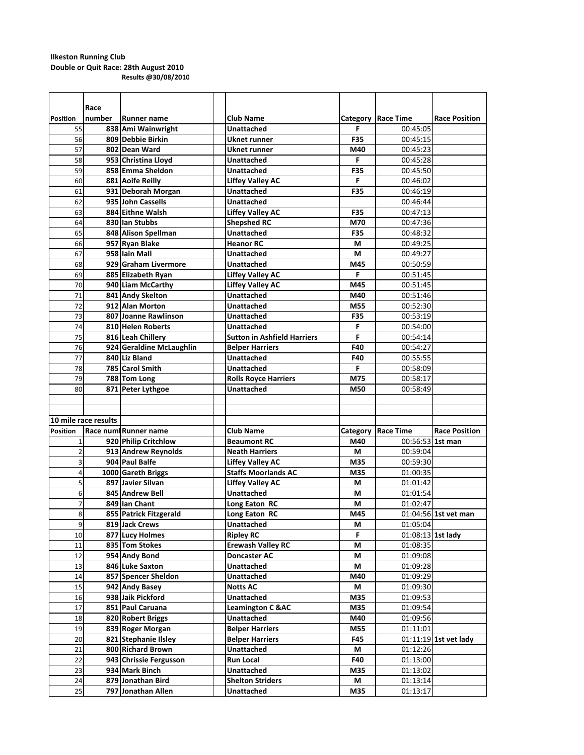**Ilkeston Running Club**
**Double or Quit Race: 28th August 2010**
**Results @30/08/2010**

| Position | Race number | Runner name | | Club Name | Category | Race Time | Race Position |
|---|---|---|---|---|---|---|---|
| 55 | 838 | **Ami Wainwright** | | **Unattached** | **F** | 00:45:05 | |
| 56 | 809 | **Debbie Birkin** | | **Uknet runner** | **F35** | 00:45:15 | |
| 57 | 802 | **Dean Ward** | | **Uknet runner** | **M40** | 00:45:23 | |
| 58 | 953 | **Christina Lloyd** | | **Unattached** | **F** | 00:45:28 | |
| 59 | 858 | **Emma Sheldon** | | **Unattached** | **F35** | 00:45:50 | |
| 60 | 881 | **Aoife Reilly** | | **Liffey Valley AC** | **F** | 00:46:02 | |
| 61 | 931 | **Deborah Morgan** | | **Unattached** | **F35** | 00:46:19 | |
| 62 | 935 | **John Cassells** | | **Unattached** | | 00:46:44 | |
| 63 | 884 | **Eithne Walsh** | | **Liffey Valley AC** | **F35** | 00:47:13 | |
| 64 | 830 | **Ian Stubbs** | | **Shepshed RC** | **M70** | 00:47:36 | |
| 65 | 848 | **Alison Spellman** | | **Unattached** | **F35** | 00:48:32 | |
| 66 | 957 | **Ryan Blake** | | **Heanor RC** | **M** | 00:49:25 | |
| 67 | 958 | **Iain Mall** | | **Unattached** | **M** | 00:49:27 | |
| 68 | 929 | **Graham Livermore** | | **Unattached** | **M45** | 00:50:59 | |
| 69 | 885 | **Elizabeth Ryan** | | **Liffey Valley AC** | **F** | 00:51:45 | |
| 70 | 940 | **Liam McCarthy** | | **Liffey Valley AC** | **M45** | 00:51:45 | |
| 71 | 841 | **Andy Skelton** | | **Unattached** | **M40** | 00:51:46 | |
| 72 | 912 | **Alan Morton** | | **Unattached** | **M55** | 00:52:30 | |
| 73 | 807 | **Joanne Rawlinson** | | **Unattached** | **F35** | 00:53:19 | |
| 74 | 810 | **Helen Roberts** | | **Unattached** | **F** | 00:54:00 | |
| 75 | 816 | **Leah Chillery** | | **Sutton in Ashfield Harriers** | **F** | 00:54:14 | |
| 76 | 924 | **Geraldine McLaughlin** | | **Belper Harriers** | **F40** | 00:54:27 | |
| 77 | 840 | **Liz Bland** | | **Unattached** | **F40** | 00:55:55 | |
| 78 | 785 | **Carol Smith** | | **Unattached** | **F** | 00:58:09 | |
| 79 | 788 | **Tom Long** | | **Rolls Royce Harriers** | **M75** | 00:58:17 | |
| 80 | 871 | **Peter Lythgoe** | | **Unattached** | **M50** | 00:58:49 | |
| | | | | | | | |
| | | | | | | | |
| **10 mile race results** | | | | | | | |
| **Position** | **Race num** | **Runner name** | | **Club Name** | **Category** | **Race Time** | **Race Position** |
| 1 | 920 | **Philip Critchlow** | | **Beaumont RC** | **M40** | 00:56:53 | **1st man** |
| 2 | 913 | **Andrew Reynolds** | | **Neath Harriers** | **M** | 00:59:04 | |
| 3 | 904 | **Paul Balfe** | | **Liffey Valley AC** | **M35** | 00:59:30 | |
| 4 | 1000 | **Gareth Briggs** | | **Staffs Moorlands AC** | **M35** | 01:00:35 | |
| 5 | 897 | **Javier Silvan** | | **Liffey Valley AC** | **M** | 01:01:42 | |
| 6 | 845 | **Andrew Bell** | | **Unattached** | **M** | 01:01:54 | |
| 7 | 849 | **Ian Chant** | | **Long Eaton RC** | **M** | 01:02:47 | |
| 8 | 855 | **Patrick Fitzgerald** | | **Long Eaton RC** | **M45** | 01:04:56 | **1st vet man** |
| 9 | 819 | **Jack Crews** | | **Unattached** | **M** | 01:05:04 | |
| 10 | 877 | **Lucy Holmes** | | **Ripley RC** | **F** | 01:08:13 | **1st lady** |
| 11 | 835 | **Tom Stokes** | | **Erewash Valley RC** | **M** | 01:08:35 | |
| 12 | 954 | **Andy Bond** | | **Doncaster AC** | **M** | 01:09:08 | |
| 13 | 846 | **Luke Saxton** | | **Unattached** | **M** | 01:09:28 | |
| 14 | 857 | **Spencer Sheldon** | | **Unattached** | **M40** | 01:09:29 | |
| 15 | 942 | **Andy Basey** | | **Notts AC** | **M** | 01:09:30 | |
| 16 | 938 | **Jaik Pickford** | | **Unattached** | **M35** | 01:09:53 | |
| 17 | 851 | **Paul Caruana** | | **Leamington C &AC** | **M35** | 01:09:54 | |
| 18 | 820 | **Robert Briggs** | | **Unattached** | **M40** | 01:09:56 | |
| 19 | 839 | **Roger Morgan** | | **Belper Harriers** | **M55** | 01:11:01 | |
| 20 | 821 | **Stephanie Ilsley** | | **Belper Harriers** | **F45** | 01:11:19 | **1st vet lady** |
| 21 | 800 | **Richard Brown** | | **Unattached** | **M** | 01:12:26 | |
| 22 | 943 | **Chrissie Fergusson** | | **Run Local** | **F40** | 01:13:00 | |
| 23 | 934 | **Mark Binch** | | **Unattached** | **M35** | 01:13:02 | |
| 24 | 879 | **Jonathan Bird** | | **Shelton Striders** | **M** | 01:13:14 | |
| 25 | 797 | **Jonathan Allen** | | **Unattached** | **M35** | 01:13:17 | |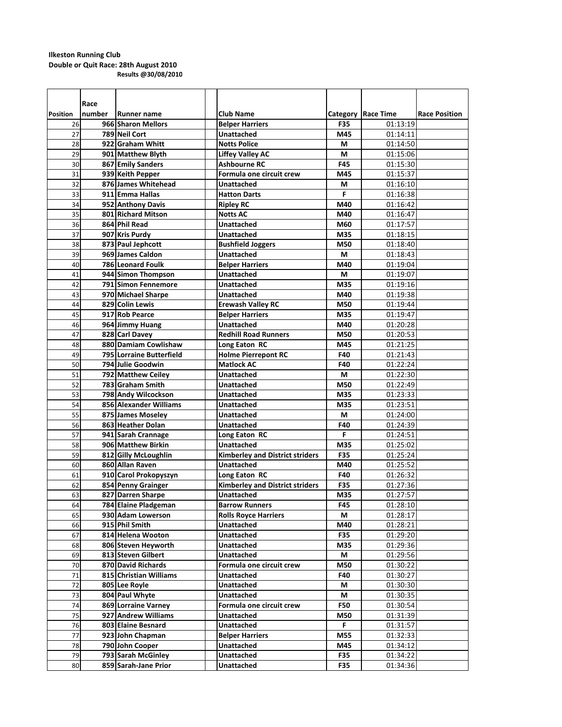**Ilkeston Running Club**
**Double or Quit Race: 28th August 2010**
**Results @30/08/2010**

| Position | Race number | Runner name | | Club Name | Category | Race Time | Race Position |
|---|---|---|---|---|---|---|---|
| 26 | 966 | Sharon Mellors | | Belper Harriers | F35 | 01:13:19 | |
| 27 | 789 | Neil Cort | | Unattached | M45 | 01:14:11 | |
| 28 | 922 | Graham Whitt | | Notts Police | M | 01:14:50 | |
| 29 | 901 | Matthew Blyth | | Liffey Valley AC | M | 01:15:06 | |
| 30 | 867 | Emily Sanders | | Ashbourne RC | F45 | 01:15:30 | |
| 31 | 939 | Keith Pepper | | Formula one circuit crew | M45 | 01:15:37 | |
| 32 | 876 | James Whitehead | | Unattached | M | 01:16:10 | |
| 33 | 911 | Emma Hallas | | Hatton Darts | F | 01:16:38 | |
| 34 | 952 | Anthony Davis | | Ripley RC | M40 | 01:16:42 | |
| 35 | 801 | Richard Mitson | | Notts AC | M40 | 01:16:47 | |
| 36 | 864 | Phil Read | | Unattached | M60 | 01:17:57 | |
| 37 | 907 | Kris Purdy | | Unattached | M35 | 01:18:15 | |
| 38 | 873 | Paul Jephcott | | Bushfield Joggers | M50 | 01:18:40 | |
| 39 | 969 | James Caldon | | Unattached | M | 01:18:43 | |
| 40 | 786 | Leonard Foulk | | Belper Harriers | M40 | 01:19:04 | |
| 41 | 944 | Simon Thompson | | Unattached | M | 01:19:07 | |
| 42 | 791 | Simon Fennemore | | Unattached | M35 | 01:19:16 | |
| 43 | 970 | Michael Sharpe | | Unattached | M40 | 01:19:38 | |
| 44 | 829 | Colin Lewis | | Erewash Valley RC | M50 | 01:19:44 | |
| 45 | 917 | Rob Pearce | | Belper Harriers | M35 | 01:19:47 | |
| 46 | 964 | Jimmy Huang | | Unattached | M40 | 01:20:28 | |
| 47 | 828 | Carl Davey | | Redhill Road Runners | M50 | 01:20:53 | |
| 48 | 880 | Damiam Cowlishaw | | Long Eaton RC | M45 | 01:21:25 | |
| 49 | 795 | Lorraine Butterfield | | Holme Pierrepont RC | F40 | 01:21:43 | |
| 50 | 794 | Julie Goodwin | | Matlock AC | F40 | 01:22:24 | |
| 51 | 792 | Matthew Ceiley | | Unattached | M | 01:22:30 | |
| 52 | 783 | Graham Smith | | Unattached | M50 | 01:22:49 | |
| 53 | 798 | Andy Wilcockson | | Unattached | M35 | 01:23:33 | |
| 54 | 856 | Alexander Williams | | Unattached | M35 | 01:23:51 | |
| 55 | 875 | James Moseley | | Unattached | M | 01:24:00 | |
| 56 | 863 | Heather Dolan | | Unattached | F40 | 01:24:39 | |
| 57 | 941 | Sarah Crannage | | Long Eaton RC | F | 01:24:51 | |
| 58 | 906 | Matthew Birkin | | Unattached | M35 | 01:25:02 | |
| 59 | 812 | Gilly McLoughlin | | Kimberley and District striders | F35 | 01:25:24 | |
| 60 | 860 | Allan Raven | | Unattached | M40 | 01:25:52 | |
| 61 | 910 | Carol Prokopyszyn | | Long Eaton RC | F40 | 01:26:32 | |
| 62 | 854 | Penny Grainger | | Kimberley and District striders | F35 | 01:27:36 | |
| 63 | 827 | Darren Sharpe | | Unattached | M35 | 01:27:57 | |
| 64 | 784 | Elaine Pladgeman | | Barrow Runners | F45 | 01:28:10 | |
| 65 | 930 | Adam Lowerson | | Rolls Royce Harriers | M | 01:28:17 | |
| 66 | 915 | Phil Smith | | Unattached | M40 | 01:28:21 | |
| 67 | 814 | Helena Wooton | | Unattached | F35 | 01:29:20 | |
| 68 | 806 | Steven Heyworth | | Unattached | M35 | 01:29:36 | |
| 69 | 813 | Steven Gilbert | | Unattached | M | 01:29:56 | |
| 70 | 870 | David Richards | | Formula one circuit crew | M50 | 01:30:22 | |
| 71 | 815 | Christian Williams | | Unattached | F40 | 01:30:27 | |
| 72 | 805 | Lee Royle | | Unattached | M | 01:30:30 | |
| 73 | 804 | Paul Whyte | | Unattached | M | 01:30:35 | |
| 74 | 869 | Lorraine Varney | | Formula one circuit crew | F50 | 01:30:54 | |
| 75 | 927 | Andrew Williams | | Unattached | M50 | 01:31:39 | |
| 76 | 803 | Elaine Besnard | | Unattached | F | 01:31:57 | |
| 77 | 923 | John Chapman | | Belper Harriers | M55 | 01:32:33 | |
| 78 | 790 | John Cooper | | Unattached | M45 | 01:34:12 | |
| 79 | 793 | Sarah McGinley | | Unattached | F35 | 01:34:22 | |
| 80 | 859 | Sarah-Jane Prior | | Unattached | F35 | 01:34:36 | |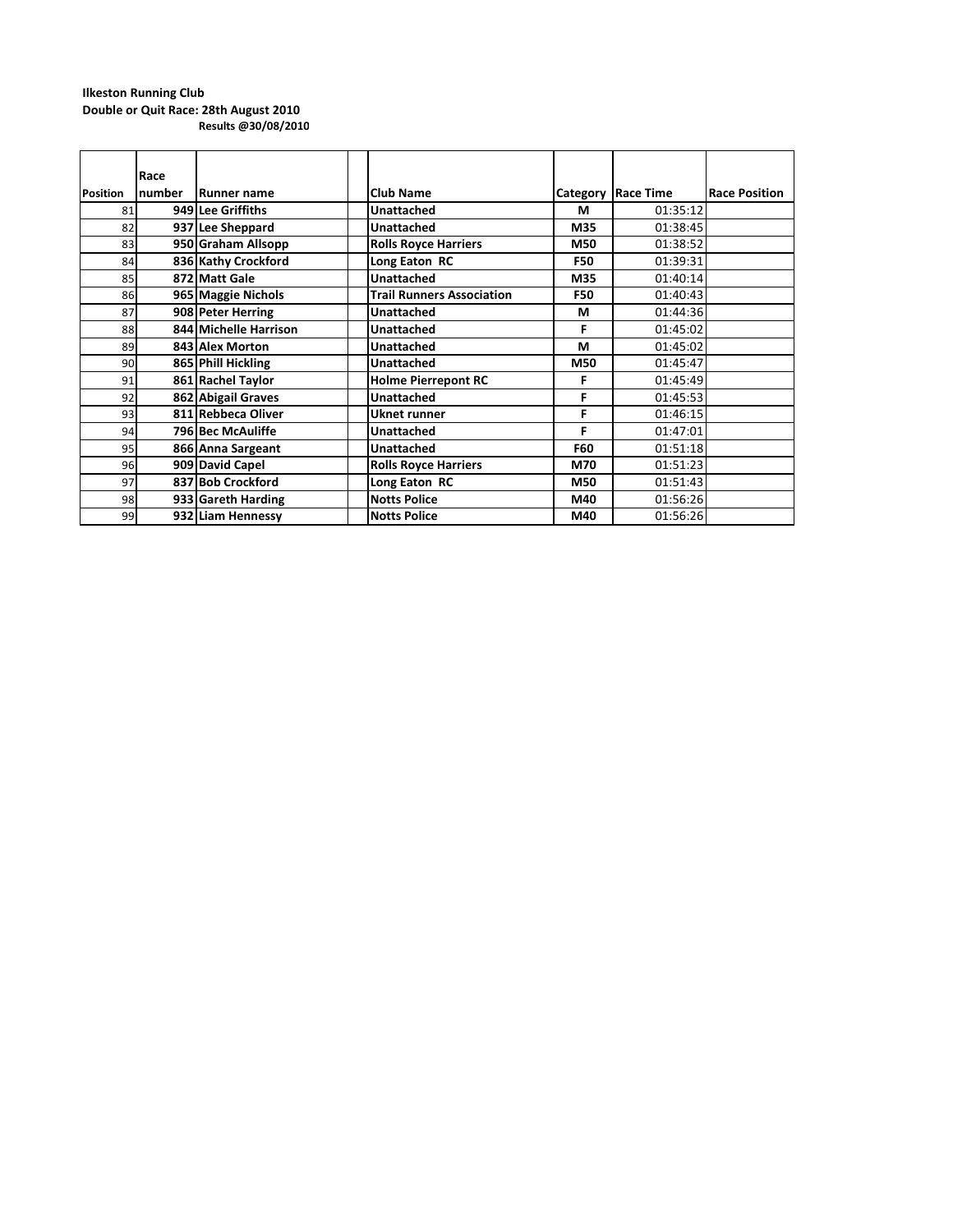**Ilkeston Running Club**
**Double or Quit Race: 28th August 2010**
**Results @30/08/2010**

| Position | Race number | Runner name | | Club Name | Category | Race Time | Race Position |
|---|---|---|---|---|---|---|---|
| 81 | 949 | Lee Griffiths | | Unattached | M | 01:35:12 | |
| 82 | 937 | Lee Sheppard | | Unattached | M35 | 01:38:45 | |
| 83 | 950 | Graham Allsopp | | Rolls Royce Harriers | M50 | 01:38:52 | |
| 84 | 836 | Kathy Crockford | | Long Eaton RC | F50 | 01:39:31 | |
| 85 | 872 | Matt Gale | | Unattached | M35 | 01:40:14 | |
| 86 | 965 | Maggie Nichols | | Trail Runners Association | F50 | 01:40:43 | |
| 87 | 908 | Peter Herring | | Unattached | M | 01:44:36 | |
| 88 | 844 | Michelle Harrison | | Unattached | F | 01:45:02 | |
| 89 | 843 | Alex Morton | | Unattached | M | 01:45:02 | |
| 90 | 865 | Phill Hickling | | Unattached | M50 | 01:45:47 | |
| 91 | 861 | Rachel Taylor | | Holme Pierrepont RC | F | 01:45:49 | |
| 92 | 862 | Abigail Graves | | Unattached | F | 01:45:53 | |
| 93 | 811 | Rebbeca Oliver | | Uknet runner | F | 01:46:15 | |
| 94 | 796 | Bec McAuliffe | | Unattached | F | 01:47:01 | |
| 95 | 866 | Anna Sargeant | | Unattached | F60 | 01:51:18 | |
| 96 | 909 | David Capel | | Rolls Royce Harriers | M70 | 01:51:23 | |
| 97 | 837 | Bob Crockford | | Long Eaton RC | M50 | 01:51:43 | |
| 98 | 933 | Gareth Harding | | Notts Police | M40 | 01:56:26 | |
| 99 | 932 | Liam Hennessy | | Notts Police | M40 | 01:56:26 | |